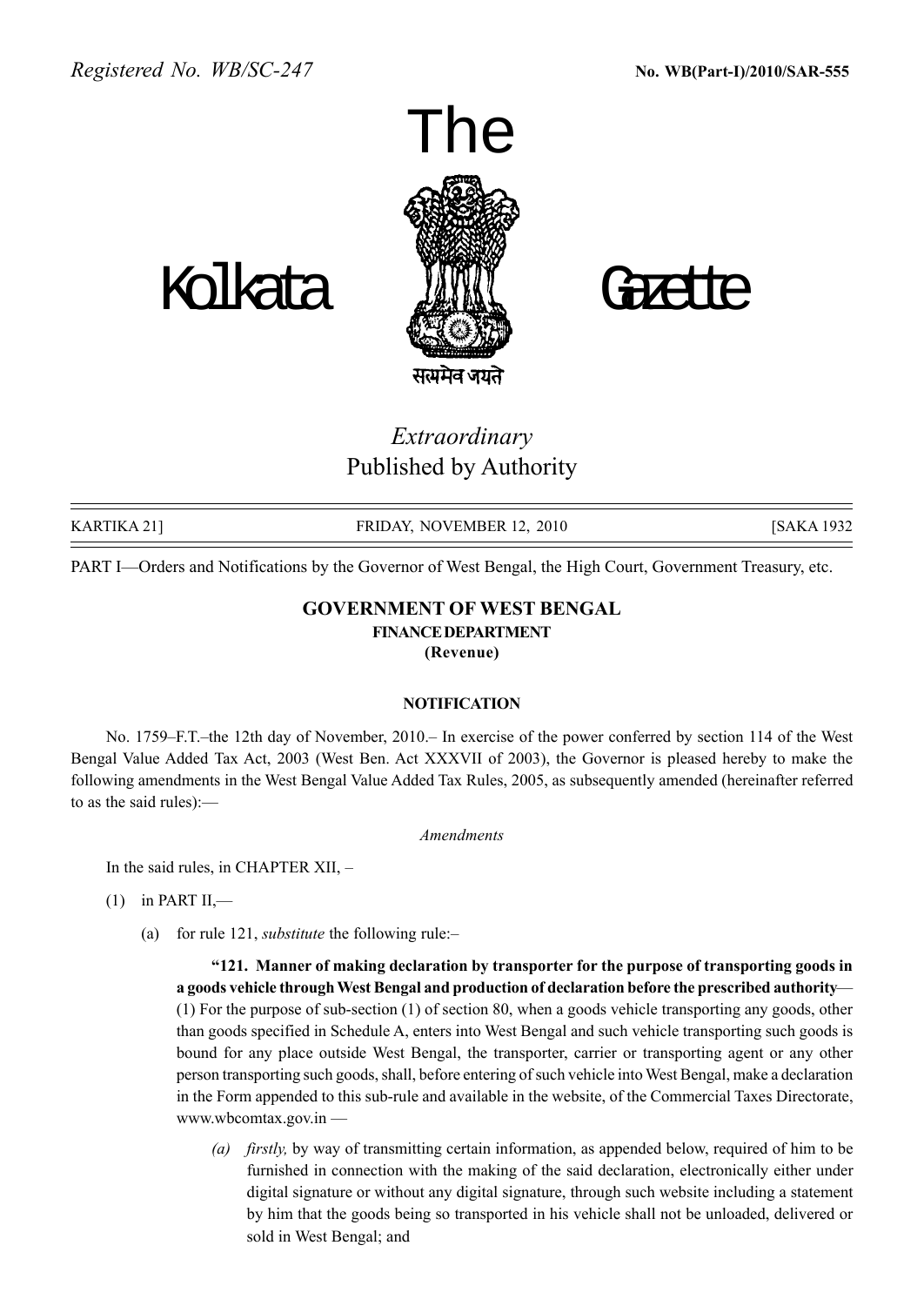*Registered No. WB/SC-247* **No. WB(Part-I)/2010/SAR-555**

# The Kolkata Gazette

सत्यमेव जयते

*Extraordinary*
Published by Authority

KARTIKA 21] FRIDAY, NOVEMBER 12, 2010 [SAKA 1932

PART I—Orders and Notifications by the Governor of West Bengal, the High Court, Government Treasury, etc.

## GOVERNMENT OF WEST BENGAL
### FINANCE DEPARTMENT
**(Revenue)**

**NOTIFICATION**

No. 1759–F.T.–the 12th day of November, 2010.– In exercise of the power conferred by section 114 of the West Bengal Value Added Tax Act, 2003 (West Ben. Act XXXVII of 2003), the Governor is pleased hereby to make the following amendments in the West Bengal Value Added Tax Rules, 2005, as subsequently amended (hereinafter referred to as the said rules):—

*Amendments*

In the said rules, in CHAPTER XII, –

(1) in PART II,—

(a) for rule 121, *substitute* the following rule:–

**"121. Manner of making declaration by transporter for the purpose of transporting goods in a goods vehicle through West Bengal and production of declaration before the prescribed authority**— (1) For the purpose of sub-section (1) of section 80, when a goods vehicle transporting any goods, other than goods specified in Schedule A, enters into West Bengal and such vehicle transporting such goods is bound for any place outside West Bengal, the transporter, carrier or transporting agent or any other person transporting such goods, shall, before entering of such vehicle into West Bengal, make a declaration in the Form appended to this sub-rule and available in the website, of the Commercial Taxes Directorate, www.wbcomtax.gov.in —

*(a) firstly,* by way of transmitting certain information, as appended below, required of him to be furnished in connection with the making of the said declaration, electronically either under digital signature or without any digital signature, through such website including a statement by him that the goods being so transported in his vehicle shall not be unloaded, delivered or sold in West Bengal; and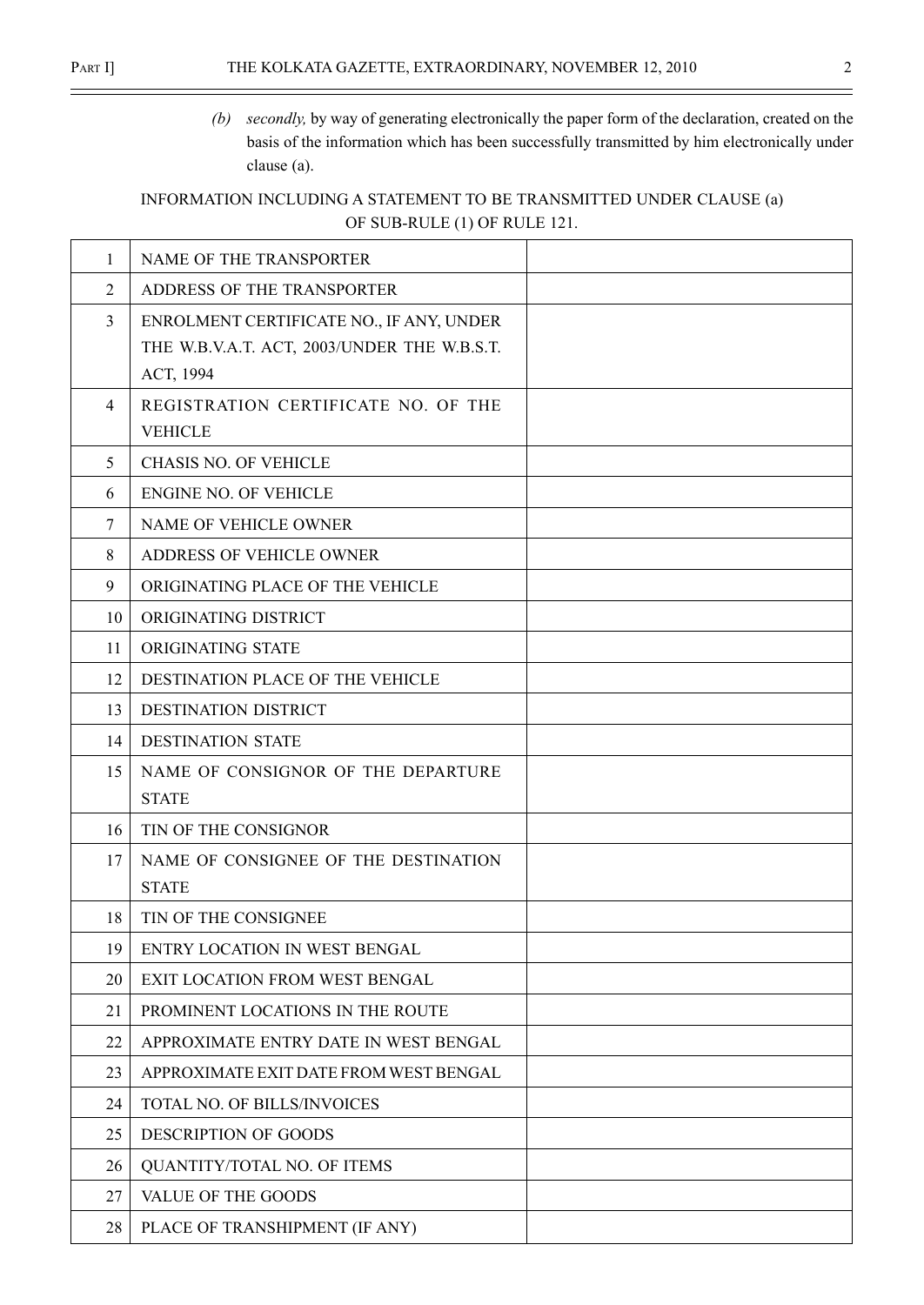(b) *secondly,* by way of generating electronically the paper form of the declaration, created on the basis of the information which has been successfully transmitted by him electronically under clause (a).

INFORMATION INCLUDING A STATEMENT TO BE TRANSMITTED UNDER CLAUSE (a) OF SUB-RULE (1) OF RULE 121.

| | | |
|---|---|---|
| 1 | NAME OF THE TRANSPORTER | |
| 2 | ADDRESS OF THE TRANSPORTER | |
| 3 | ENROLMENT CERTIFICATE NO., IF ANY, UNDER THE W.B.V.A.T. ACT, 2003/UNDER THE W.B.S.T. ACT, 1994 | |
| 4 | REGISTRATION CERTIFICATE NO. OF THE VEHICLE | |
| 5 | CHASIS NO. OF VEHICLE | |
| 6 | ENGINE NO. OF VEHICLE | |
| 7 | NAME OF VEHICLE OWNER | |
| 8 | ADDRESS OF VEHICLE OWNER | |
| 9 | ORIGINATING PLACE OF THE VEHICLE | |
| 10 | ORIGINATING DISTRICT | |
| 11 | ORIGINATING STATE | |
| 12 | DESTINATION PLACE OF THE VEHICLE | |
| 13 | DESTINATION DISTRICT | |
| 14 | DESTINATION STATE | |
| 15 | NAME OF CONSIGNOR OF THE DEPARTURE STATE | |
| 16 | TIN OF THE CONSIGNOR | |
| 17 | NAME OF CONSIGNEE OF THE DESTINATION STATE | |
| 18 | TIN OF THE CONSIGNEE | |
| 19 | ENTRY LOCATION IN WEST BENGAL | |
| 20 | EXIT LOCATION FROM WEST BENGAL | |
| 21 | PROMINENT LOCATIONS IN THE ROUTE | |
| 22 | APPROXIMATE ENTRY DATE IN WEST BENGAL | |
| 23 | APPROXIMATE EXIT DATE FROM WEST BENGAL | |
| 24 | TOTAL NO. OF BILLS/INVOICES | |
| 25 | DESCRIPTION OF GOODS | |
| 26 | QUANTITY/TOTAL NO. OF ITEMS | |
| 27 | VALUE OF THE GOODS | |
| 28 | PLACE OF TRANSHIPMENT (IF ANY) | |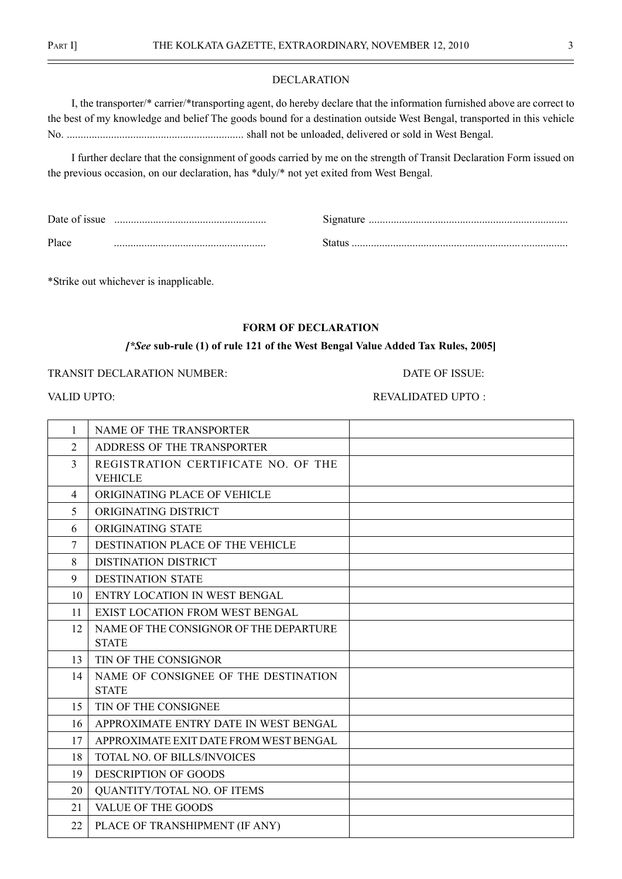## DECLARATION

I, the transporter/* carrier/*transporting agent, do hereby declare that the information furnished above are correct to the best of my knowledge and belief The goods bound for a destination outside West Bengal, transported in this vehicle No. ................................................................ shall not be unloaded, delivered or sold in West Bengal.

I further declare that the consignment of goods carried by me on the strength of Transit Declaration Form issued on the previous occasion, on our declaration, has *duly/* not yet exited from West Bengal.

Date of issue ....................................................... Signature .......................................................................

Place ....................................................... Status .............................................................................

*Strike out whichever is inapplicable.

## FORM OF DECLARATION

***[*See* sub-rule (1) of rule 121 of the West Bengal Value Added Tax Rules, 2005]***

TRANSIT DECLARATION NUMBER: DATE OF ISSUE:

VALID UPTO: REVALIDATED UPTO :

| | | |
|---|---|---|
| 1 | NAME OF THE TRANSPORTER | |
| 2 | ADDRESS OF THE TRANSPORTER | |
| 3 | REGISTRATION CERTIFICATE NO. OF THE VEHICLE | |
| 4 | ORIGINATING PLACE OF VEHICLE | |
| 5 | ORIGINATING DISTRICT | |
| 6 | ORIGINATING STATE | |
| 7 | DESTINATION PLACE OF THE VEHICLE | |
| 8 | DISTINATION DISTRICT | |
| 9 | DESTINATION STATE | |
| 10 | ENTRY LOCATION IN WEST BENGAL | |
| 11 | EXIST LOCATION FROM WEST BENGAL | |
| 12 | NAME OF THE CONSIGNOR OF THE DEPARTURE STATE | |
| 13 | TIN OF THE CONSIGNOR | |
| 14 | NAME OF CONSIGNEE OF THE DESTINATION STATE | |
| 15 | TIN OF THE CONSIGNEE | |
| 16 | APPROXIMATE ENTRY DATE IN WEST BENGAL | |
| 17 | APPROXIMATE EXIT DATE FROM WEST BENGAL | |
| 18 | TOTAL NO. OF BILLS/INVOICES | |
| 19 | DESCRIPTION OF GOODS | |
| 20 | QUANTITY/TOTAL NO. OF ITEMS | |
| 21 | VALUE OF THE GOODS | |
| 22 | PLACE OF TRANSHIPMENT (IF ANY) | |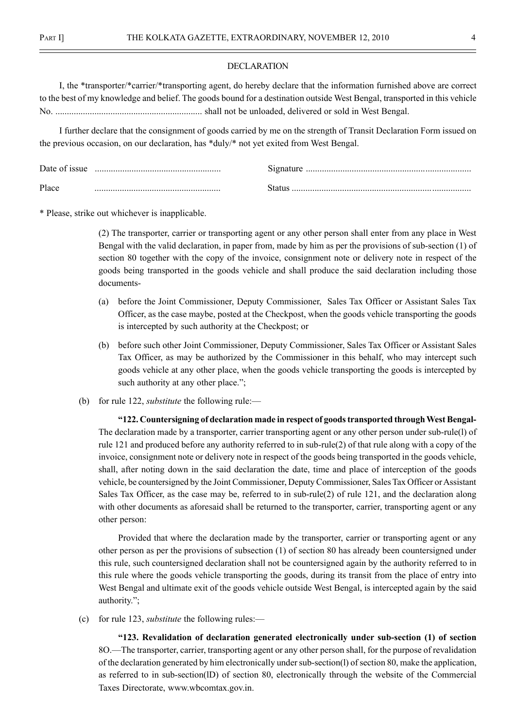DECLARATION

I, the *transporter/*carrier/*transporting agent, do hereby declare that the information furnished above are correct to the best of my knowledge and belief. The goods bound for a destination outside West Bengal, transported in this vehicle No. ................................................................ shall not be unloaded, delivered or sold in West Bengal.

I further declare that the consignment of goods carried by me on the strength of Transit Declaration Form issued on the previous occasion, on our declaration, has *duly/* not yet exited from West Bengal.

| | |
|---|---|
| Date of issue ...................................................... | Signature ....................................................................... |
| Place ...................................................... | Status ............................................................................. |

* Please, strike out whichever is inapplicable.

(2) The transporter, carrier or transporting agent or any other person shall enter from any place in West Bengal with the valid declaration, in paper from, made by him as per the provisions of sub-section (1) of section 80 together with the copy of the invoice, consignment note or delivery note in respect of the goods being transported in the goods vehicle and shall produce the said declaration including those documents-

(a) before the Joint Commissioner, Deputy Commissioner, Sales Tax Officer or Assistant Sales Tax Officer, as the case maybe, posted at the Checkpost, when the goods vehicle transporting the goods is intercepted by such authority at the Checkpost; or

(b) before such other Joint Commissioner, Deputy Commissioner, Sales Tax Officer or Assistant Sales Tax Officer, as may be authorized by the Commissioner in this behalf, who may intercept such goods vehicle at any other place, when the goods vehicle transporting the goods is intercepted by such authority at any other place.";

(b) for rule 122, *substitute* the following rule:—

**"122. Countersigning of declaration made in respect of goods transported through West Bengal-** The declaration made by a transporter, carrier transporting agent or any other person under sub-rule(l) of rule 121 and produced before any authority referred to in sub-rule(2) of that rule along with a copy of the invoice, consignment note or delivery note in respect of the goods being transported in the goods vehicle, shall, after noting down in the said declaration the date, time and place of interception of the goods vehicle, be countersigned by the Joint Commissioner, Deputy Commissioner, Sales Tax Officer or Assistant Sales Tax Officer, as the case may be, referred to in sub-rule(2) of rule 121, and the declaration along with other documents as aforesaid shall be returned to the transporter, carrier, transporting agent or any other person:

Provided that where the declaration made by the transporter, carrier or transporting agent or any other person as per the provisions of subsection (1) of section 80 has already been countersigned under this rule, such countersigned declaration shall not be countersigned again by the authority referred to in this rule where the goods vehicle transporting the goods, during its transit from the place of entry into West Bengal and ultimate exit of the goods vehicle outside West Bengal, is intercepted again by the said authority.";

(c) for rule 123, *substitute* the following rules:—

**"123. Revalidation of declaration generated electronically under sub-section (1) of section** 8O.—The transporter, carrier, transporting agent or any other person shall, for the purpose of revalidation of the declaration generated by him electronically under sub-section(l) of section 80, make the application, as referred to in sub-section(lD) of section 80, electronically through the website of the Commercial Taxes Directorate, www.wbcomtax.gov.in.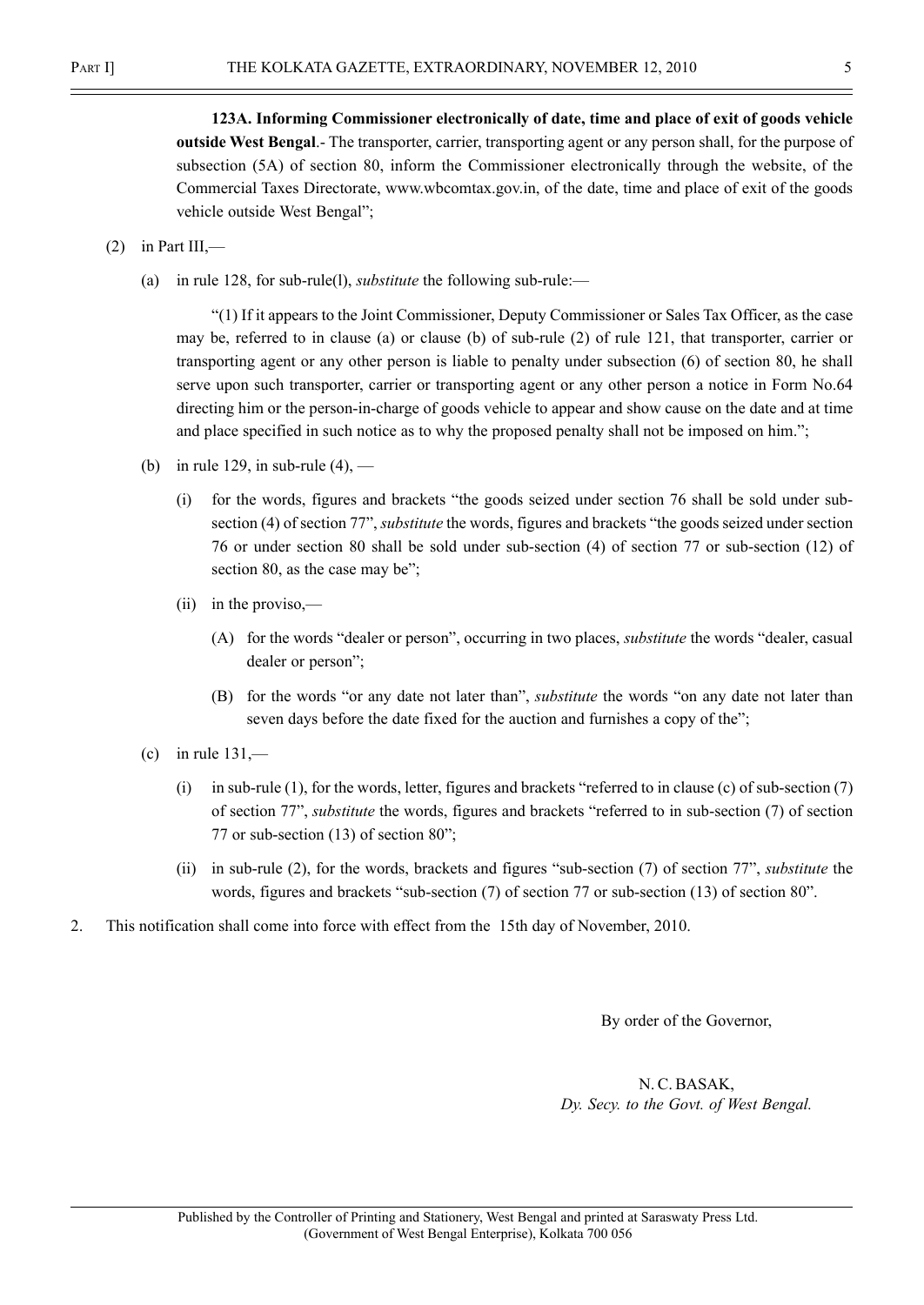**123A. Informing Commissioner electronically of date, time and place of exit of goods vehicle outside West Bengal**.- The transporter, carrier, transporting agent or any person shall, for the purpose of subsection (5A) of section 80, inform the Commissioner electronically through the website, of the Commercial Taxes Directorate, www.wbcomtax.gov.in, of the date, time and place of exit of the goods vehicle outside West Bengal";

(2) in Part III,—

(a) in rule 128, for sub-rule(l), *substitute* the following sub-rule:—

"(1) If it appears to the Joint Commissioner, Deputy Commissioner or Sales Tax Officer, as the case may be, referred to in clause (a) or clause (b) of sub-rule (2) of rule 121, that transporter, carrier or transporting agent or any other person is liable to penalty under subsection (6) of section 80, he shall serve upon such transporter, carrier or transporting agent or any other person a notice in Form No.64 directing him or the person-in-charge of goods vehicle to appear and show cause on the date and at time and place specified in such notice as to why the proposed penalty shall not be imposed on him.";

(b) in rule 129, in sub-rule (4), —

(i) for the words, figures and brackets "the goods seized under section 76 shall be sold under sub-section (4) of section 77", *substitute* the words, figures and brackets "the goods seized under section 76 or under section 80 shall be sold under sub-section (4) of section 77 or sub-section (12) of section 80, as the case may be";

(ii) in the proviso,—

(A) for the words "dealer or person", occurring in two places, *substitute* the words "dealer, casual dealer or person";

(B) for the words "or any date not later than", *substitute* the words "on any date not later than seven days before the date fixed for the auction and furnishes a copy of the";

(c) in rule 131,—

(i) in sub-rule (1), for the words, letter, figures and brackets "referred to in clause (c) of sub-section (7) of section 77", *substitute* the words, figures and brackets "referred to in sub-section (7) of section 77 or sub-section (13) of section 80";

(ii) in sub-rule (2), for the words, brackets and figures "sub-section (7) of section 77", *substitute* the words, figures and brackets "sub-section (7) of section 77 or sub-section (13) of section 80".

2. This notification shall come into force with effect from the 15th day of November, 2010.

By order of the Governor,

N. C. BASAK,
*Dy. Secy. to the Govt. of West Bengal.*

Published by the Controller of Printing and Stationery, West Bengal and printed at Saraswaty Press Ltd. (Government of West Bengal Enterprise), Kolkata 700 056